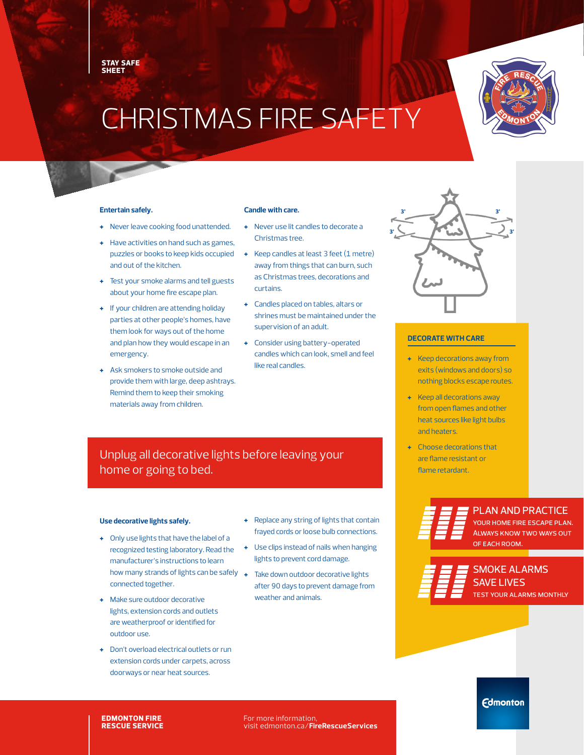STAY SAFE SHEET

# CHRISTMAS FIRE SAFETY

### Entertain safely.

- Never leave cooking food unattended.
- Have activities on hand such as games, puzzles or books to keep kids occupied and out of the kitchen.
- Test your smoke alarms and tell guests about your home fire escape plan.
- If your children are attending holiday parties at other people's homes, have them look for ways out of the home and plan how they would escape in an emergency.
- Ask smokers to smoke outside and provide them with large, deep ashtrays. Remind them to keep their smoking materials away from children.

### Candle with care.

- Never use lit candles to decorate a Christmas tree.
- Keep candles at least 3 feet (1 metre) away from things that can burn, such as Christmas trees, decorations and curtains.
- Candles placed on tables, altars or shrines must be maintained under the supervision of an adult.
- Consider using battery-operated candles which can look, smell and feel like real candles.

3' 3' 3' 3'

## DECORATE WITH CARE

- Keep decorations away from exits (windows and doors) so nothing blocks escape routes.
- Keep all decorations away from open flames and other heat sources like light bulbs and heaters.
- Choose decorations that are flame resistant or flame retardant.

**Unplug all decorative lights before leaving your home or going to bed.**

### Use decorative lights safely.

- Only use lights that have the label of a recognized testing laboratory. Read the manufacturer's instructions to learn how many strands of lights can be safely connected together.
- Make sure outdoor decorative lights, extension cords and outlets are weatherproof or identified for outdoor use.
- Don't overload electrical outlets or run extension cords under carpets, across doorways or near heat sources.
- Replace any string of lights that contain frayed cords or loose bulb connections.
- Use clips instead of nails when hanging lights to prevent cord damage.
- Take down outdoor decorative lights after 90 days to prevent damage from weather and animals.

**PLAN AND PRACTICE**
YOUR HOME FIRE ESCAPE PLAN. ALWAYS KNOW TWO WAYS OUT OF EACH ROOM.

**SMOKE ALARMS SAVE LIVES**
TEST YOUR ALARMS MONTHLY

EDMONTON FIRE RESCUE SERVICE

For more information, visit edmonton.ca/**FireRescueServices**

Edmonton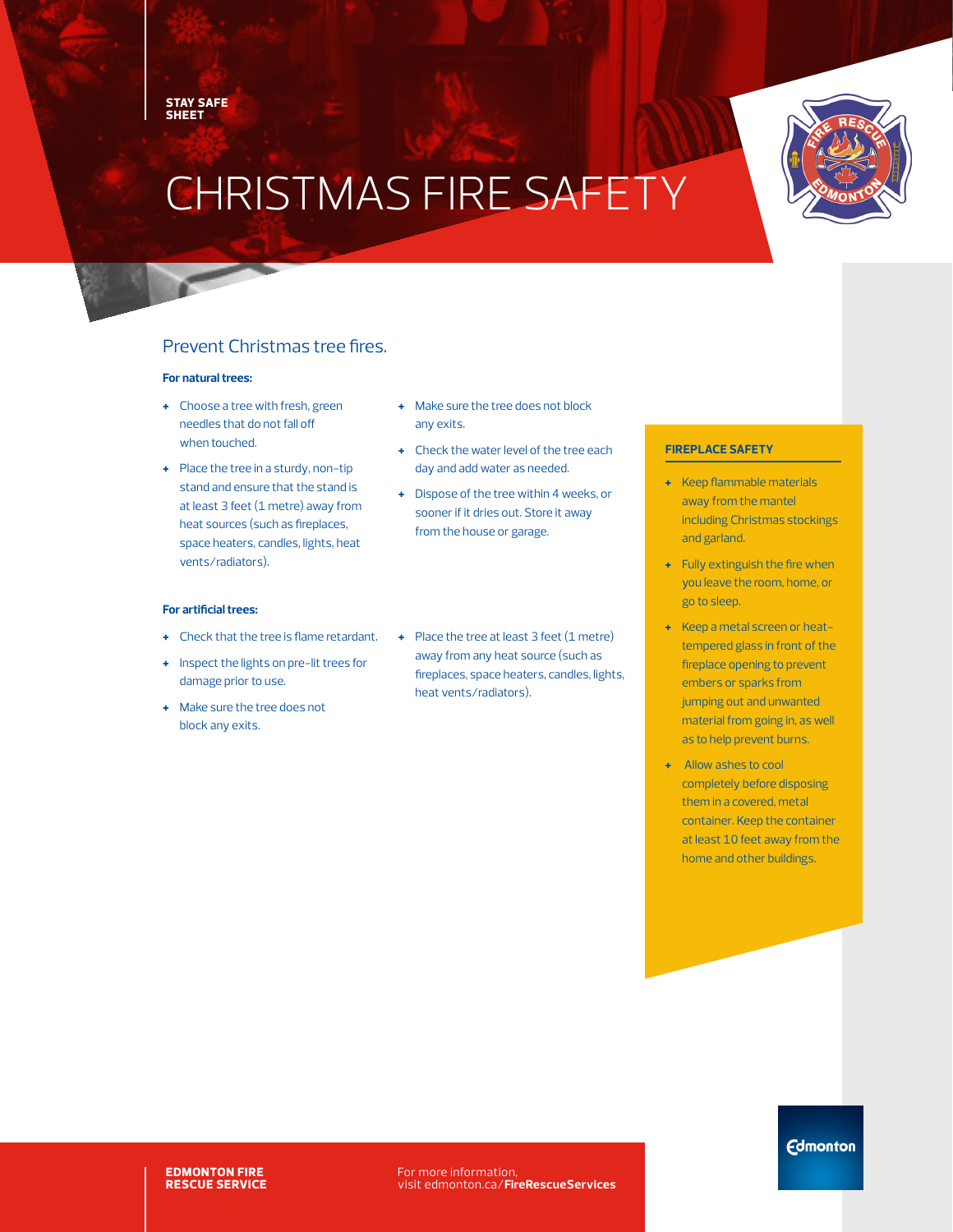STAY SAFE SHEET

# CHRISTMAS FIRE SAFETY

## Prevent Christmas tree fires.

**For natural trees:**

- Choose a tree with fresh, green needles that do not fall off when touched.
- Place the tree in a sturdy, non-tip stand and ensure that the stand is at least 3 feet (1 metre) away from heat sources (such as fireplaces, space heaters, candles, lights, heat vents/radiators).
- Make sure the tree does not block any exits.
- Check the water level of the tree each day and add water as needed.
- Dispose of the tree within 4 weeks, or sooner if it dries out. Store it away from the house or garage.

**For artificial trees:**

- Check that the tree is flame retardant.
- Inspect the lights on pre-lit trees for damage prior to use.
- Make sure the tree does not block any exits.
- Place the tree at least 3 feet (1 metre) away from any heat source (such as fireplaces, space heaters, candles, lights, heat vents/radiators).

### FIREPLACE SAFETY

- Keep flammable materials away from the mantel including Christmas stockings and garland.
- Fully extinguish the fire when you leave the room, home, or go to sleep.
- Keep a metal screen or heat-tempered glass in front of the fireplace opening to prevent embers or sparks from jumping out and unwanted material from going in, as well as to help prevent burns.
- Allow ashes to cool completely before disposing them in a covered, metal container. Keep the container at least 10 feet away from the home and other buildings.

**EDMONTON FIRE RESCUE SERVICE**

For more information, visit edmonton.ca/**FireRescueServices**

Edmonton